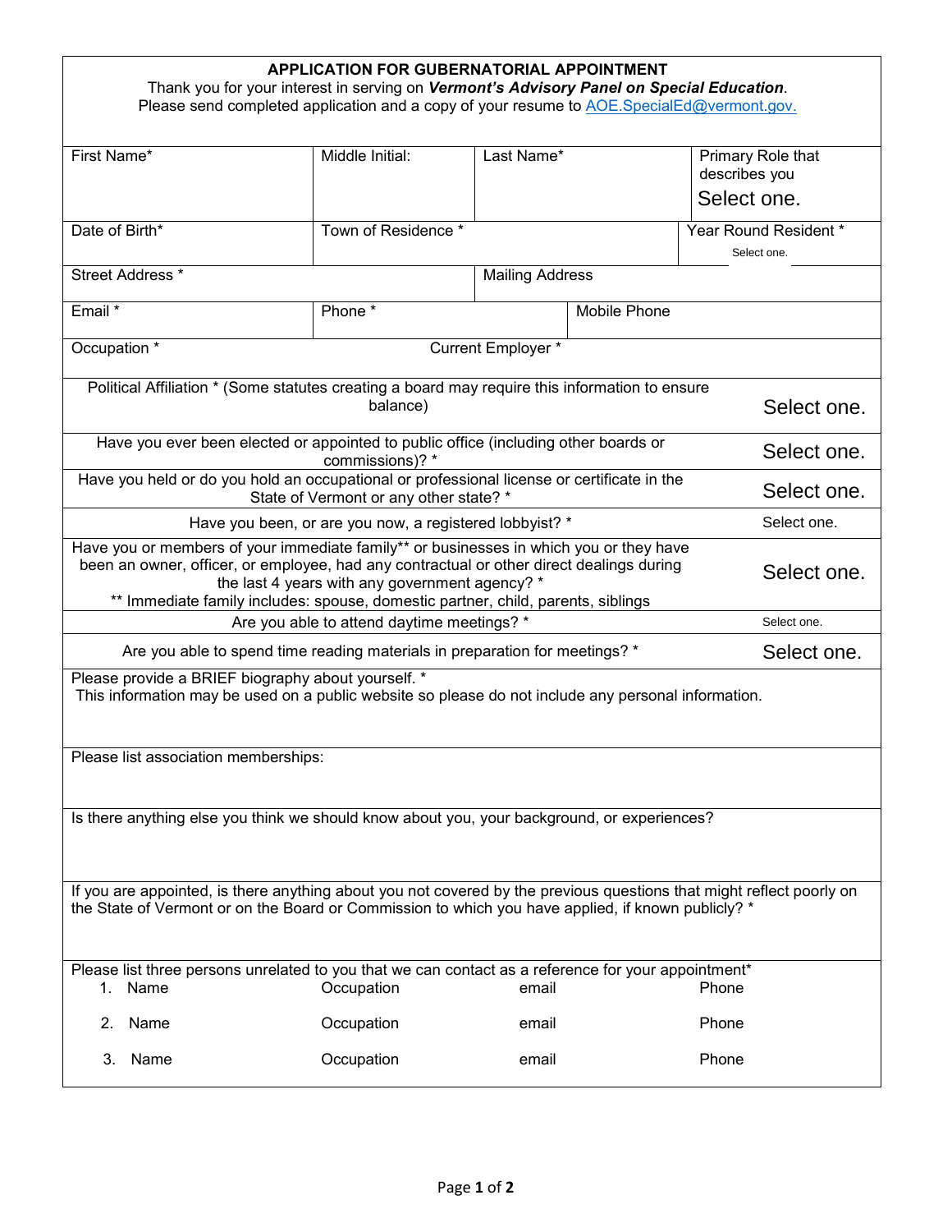# APPLICATION FOR GUBERNATORIAL APPOINTMENT

Thank you for your interest in serving on ***Vermont's Advisory Panel on Special Education***.
Please send completed application and a copy of your resume to AOE.SpecialEd@vermont.gov.

| First Name* | Middle Initial: | Last Name* | Primary Role that describes you<br>Select one. |
|---|---|---|---|
| Date of Birth* | Town of Residence * | | Year Round Resident *<br>Select one. |
| Street Address * | | Mailing Address | |
| Email * | Phone * | Mobile Phone | |
| Occupation * | Current Employer * | | |

| Question | Response |
|---|---|
| Political Affiliation * (Some statutes creating a board may require this information to ensure balance) | Select one. |
| Have you ever been elected or appointed to public office (including other boards or commissions)? * | Select one. |
| Have you held or do you hold an occupational or professional license or certificate in the State of Vermont or any other state? * | Select one. |
| Have you been, or are you now, a registered lobbyist? * | Select one. |
| Have you or members of your immediate family** or businesses in which you or they have been an owner, officer, or employee, had any contractual or other direct dealings during the last 4 years with any government agency? *<br>** Immediate family includes: spouse, domestic partner, child, parents, siblings | Select one. |
| Are you able to attend daytime meetings? * | Select one. |
| Are you able to spend time reading materials in preparation for meetings? * | Select one. |

Please provide a BRIEF biography about yourself. *
This information may be used on a public website so please do not include any personal information.

Please list association memberships:

Is there anything else you think we should know about you, your background, or experiences?

If you are appointed, is there anything about you not covered by the previous questions that might reflect poorly on the State of Vermont or on the Board or Commission to which you have applied, if known publicly? *

Please list three persons unrelated to you that we can contact as a reference for your appointment*

| | Name | Occupation | email | Phone |
|---|---|---|---|---|
| 1. | | | | |
| 2. | | | | |
| 3. | | | | |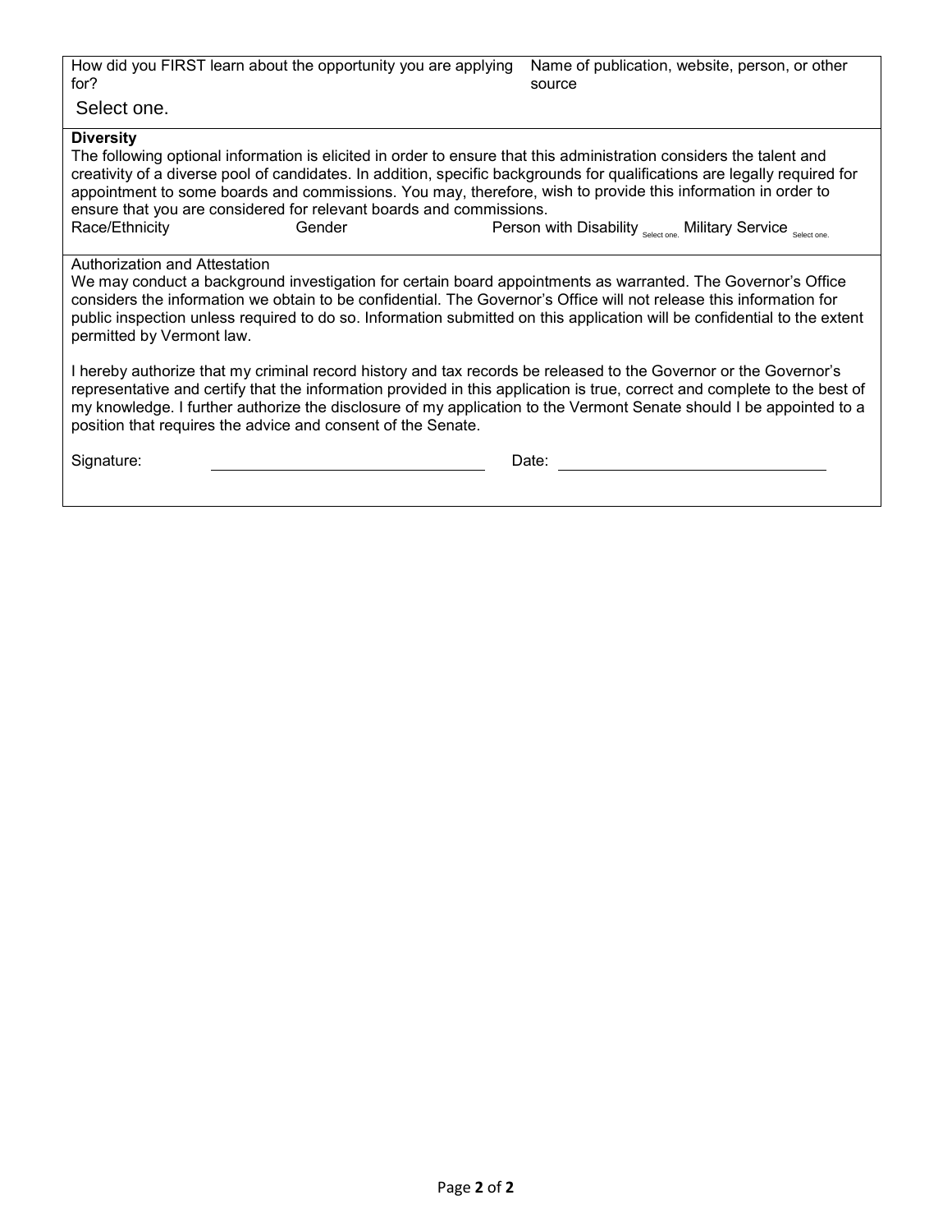| | |
|---|---|
| How did you FIRST learn about the opportunity you are applying for?<br>Select one. | Name of publication, website, person, or other source |

**Diversity**

The following optional information is elicited in order to ensure that this administration considers the talent and creativity of a diverse pool of candidates. In addition, specific backgrounds for qualifications are legally required for appointment to some boards and commissions. You may, therefore, wish to provide this information in order to ensure that you are considered for relevant boards and commissions.

Race/Ethnicity Gender Person with Disability Select one. Military Service Select one.

Authorization and Attestation

We may conduct a background investigation for certain board appointments as warranted. The Governor's Office considers the information we obtain to be confidential. The Governor's Office will not release this information for public inspection unless required to do so. Information submitted on this application will be confidential to the extent permitted by Vermont law.

I hereby authorize that my criminal record history and tax records be released to the Governor or the Governor's representative and certify that the information provided in this application is true, correct and complete to the best of my knowledge. I further authorize the disclosure of my application to the Vermont Senate should I be appointed to a position that requires the advice and consent of the Senate.

Signature: \_\_\_\_\_\_\_\_\_\_\_\_\_\_\_\_\_\_\_\_\_\_\_\_ Date: \_\_\_\_\_\_\_\_\_\_\_\_\_\_\_\_\_\_\_\_\_\_\_\_